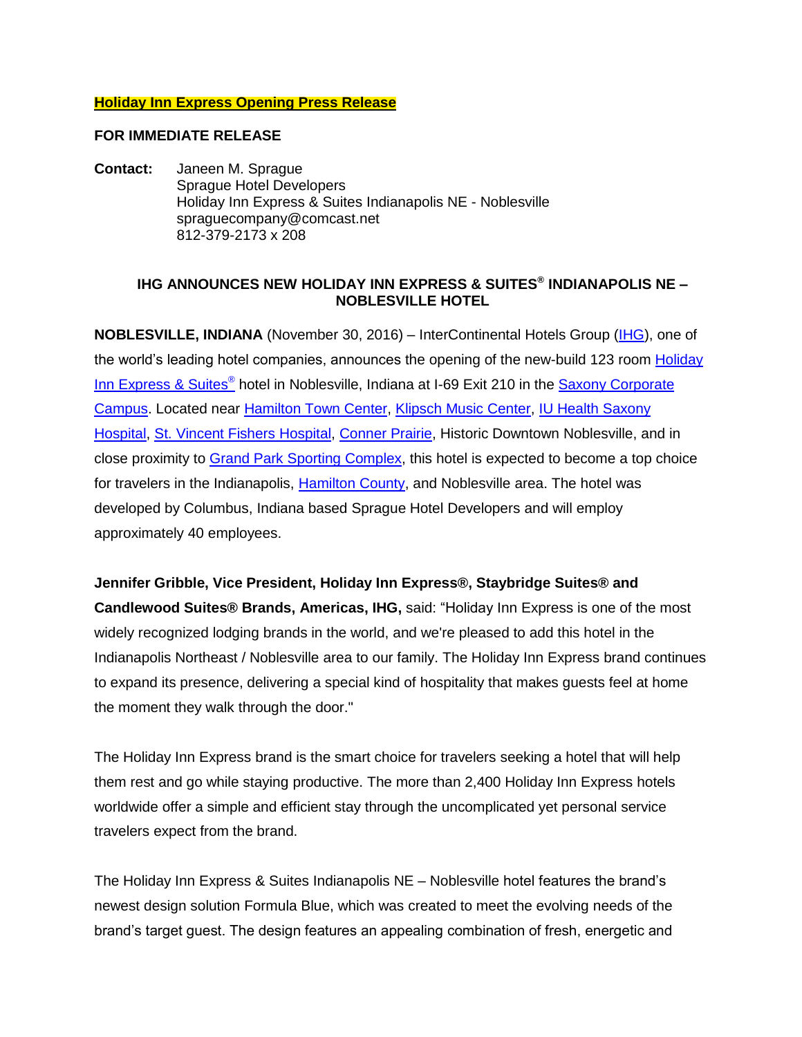**Holiday Inn Express Opening Press Release**

**FOR IMMEDIATE RELEASE**

**Contact:** Janeen M. Sprague
Sprague Hotel Developers
Holiday Inn Express & Suites Indianapolis NE - Noblesville
spraguecompany@comcast.net
812-379-2173 x 208

### IHG ANNOUNCES NEW HOLIDAY INN EXPRESS & SUITES® INDIANAPOLIS NE – NOBLESVILLE HOTEL

**NOBLESVILLE, INDIANA** (November 30, 2016) – InterContinental Hotels Group (IHG), one of the world's leading hotel companies, announces the opening of the new-build 123 room Holiday Inn Express & Suites® hotel in Noblesville, Indiana at I-69 Exit 210 in the Saxony Corporate Campus. Located near Hamilton Town Center, Klipsch Music Center, IU Health Saxony Hospital, St. Vincent Fishers Hospital, Conner Prairie, Historic Downtown Noblesville, and in close proximity to Grand Park Sporting Complex, this hotel is expected to become a top choice for travelers in the Indianapolis, Hamilton County, and Noblesville area. The hotel was developed by Columbus, Indiana based Sprague Hotel Developers and will employ approximately 40 employees.

**Jennifer Gribble, Vice President, Holiday Inn Express®, Staybridge Suites® and Candlewood Suites® Brands, Americas, IHG,** said: "Holiday Inn Express is one of the most widely recognized lodging brands in the world, and we're pleased to add this hotel in the Indianapolis Northeast / Noblesville area to our family. The Holiday Inn Express brand continues to expand its presence, delivering a special kind of hospitality that makes guests feel at home the moment they walk through the door."

The Holiday Inn Express brand is the smart choice for travelers seeking a hotel that will help them rest and go while staying productive. The more than 2,400 Holiday Inn Express hotels worldwide offer a simple and efficient stay through the uncomplicated yet personal service travelers expect from the brand.

The Holiday Inn Express & Suites Indianapolis NE – Noblesville hotel features the brand's newest design solution Formula Blue, which was created to meet the evolving needs of the brand's target guest. The design features an appealing combination of fresh, energetic and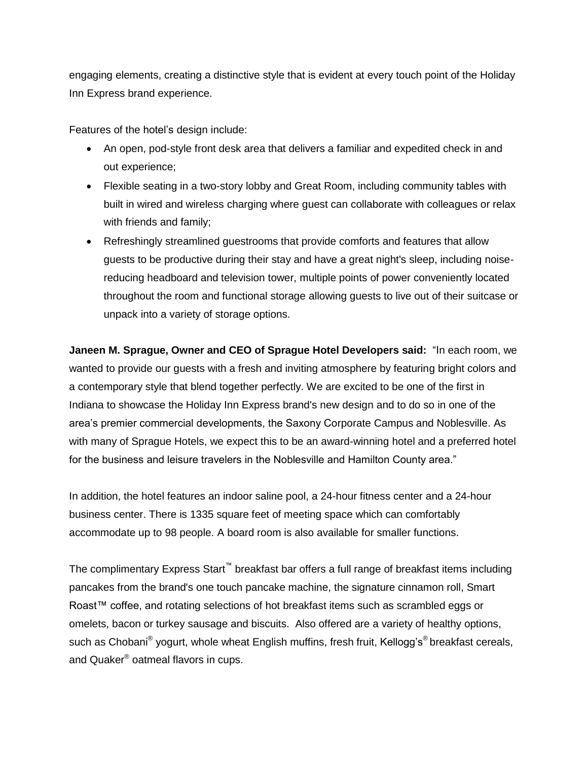engaging elements, creating a distinctive style that is evident at every touch point of the Holiday Inn Express brand experience.

Features of the hotel's design include:

- An open, pod-style front desk area that delivers a familiar and expedited check in and out experience;
- Flexible seating in a two-story lobby and Great Room, including community tables with built in wired and wireless charging where guest can collaborate with colleagues or relax with friends and family;
- Refreshingly streamlined guestrooms that provide comforts and features that allow guests to be productive during their stay and have a great night's sleep, including noise-reducing headboard and television tower, multiple points of power conveniently located throughout the room and functional storage allowing guests to live out of their suitcase or unpack into a variety of storage options.

**Janeen M. Sprague, Owner and CEO of Sprague Hotel Developers said:** "In each room, we wanted to provide our guests with a fresh and inviting atmosphere by featuring bright colors and a contemporary style that blend together perfectly. We are excited to be one of the first in Indiana to showcase the Holiday Inn Express brand's new design and to do so in one of the area's premier commercial developments, the Saxony Corporate Campus and Noblesville. As with many of Sprague Hotels, we expect this to be an award-winning hotel and a preferred hotel for the business and leisure travelers in the Noblesville and Hamilton County area."

In addition, the hotel features an indoor saline pool, a 24-hour fitness center and a 24-hour business center. There is 1335 square feet of meeting space which can comfortably accommodate up to 98 people. A board room is also available for smaller functions.

The complimentary Express Start™ breakfast bar offers a full range of breakfast items including pancakes from the brand's one touch pancake machine, the signature cinnamon roll, Smart Roast™ coffee, and rotating selections of hot breakfast items such as scrambled eggs or omelets, bacon or turkey sausage and biscuits. Also offered are a variety of healthy options, such as Chobani® yogurt, whole wheat English muffins, fresh fruit, Kellogg's® breakfast cereals, and Quaker® oatmeal flavors in cups.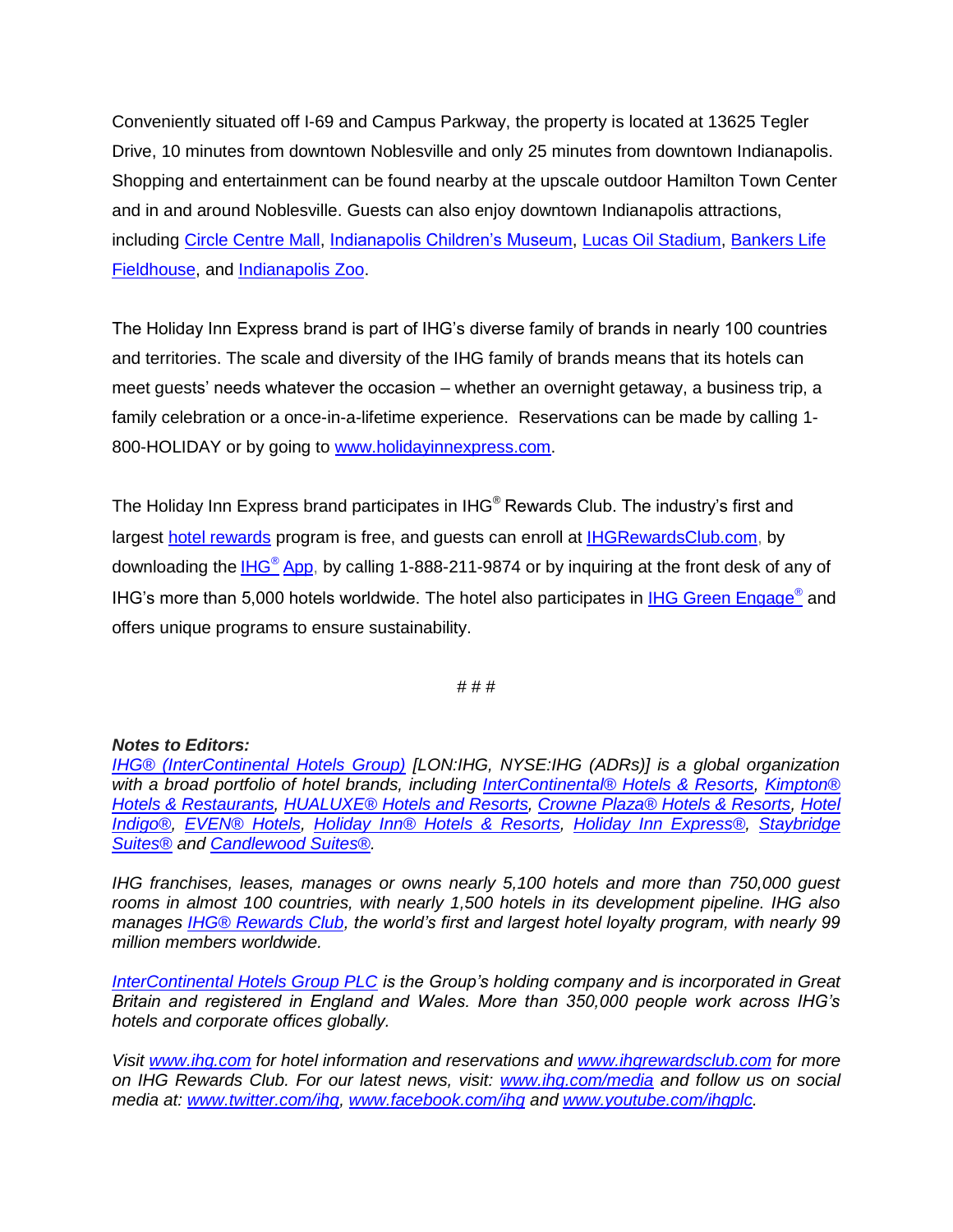Conveniently situated off I-69 and Campus Parkway, the property is located at 13625 Tegler Drive, 10 minutes from downtown Noblesville and only 25 minutes from downtown Indianapolis. Shopping and entertainment can be found nearby at the upscale outdoor Hamilton Town Center and in and around Noblesville. Guests can also enjoy downtown Indianapolis attractions, including Circle Centre Mall, Indianapolis Children's Museum, Lucas Oil Stadium, Bankers Life Fieldhouse, and Indianapolis Zoo.

The Holiday Inn Express brand is part of IHG's diverse family of brands in nearly 100 countries and territories. The scale and diversity of the IHG family of brands means that its hotels can meet guests' needs whatever the occasion – whether an overnight getaway, a business trip, a family celebration or a once-in-a-lifetime experience. Reservations can be made by calling 1-800-HOLIDAY or by going to www.holidayinnexpress.com.

The Holiday Inn Express brand participates in IHG® Rewards Club. The industry's first and largest hotel rewards program is free, and guests can enroll at IHGRewardsClub.com, by downloading the IHG® App, by calling 1-888-211-9874 or by inquiring at the front desk of any of IHG's more than 5,000 hotels worldwide. The hotel also participates in IHG Green Engage® and offers unique programs to ensure sustainability.

# # #

***Notes to Editors:***

*IHG® (InterContinental Hotels Group) [LON:IHG, NYSE:IHG (ADRs)] is a global organization with a broad portfolio of hotel brands, including InterContinental® Hotels & Resorts, Kimpton® Hotels & Restaurants, HUALUXE® Hotels and Resorts, Crowne Plaza® Hotels & Resorts, Hotel Indigo®, EVEN® Hotels, Holiday Inn® Hotels & Resorts, Holiday Inn Express®, Staybridge Suites® and Candlewood Suites®.*

*IHG franchises, leases, manages or owns nearly 5,100 hotels and more than 750,000 guest rooms in almost 100 countries, with nearly 1,500 hotels in its development pipeline. IHG also manages IHG® Rewards Club, the world's first and largest hotel loyalty program, with nearly 99 million members worldwide.*

*InterContinental Hotels Group PLC is the Group's holding company and is incorporated in Great Britain and registered in England and Wales. More than 350,000 people work across IHG's hotels and corporate offices globally.*

*Visit www.ihg.com for hotel information and reservations and www.ihgrewardsclub.com for more on IHG Rewards Club. For our latest news, visit: www.ihg.com/media and follow us on social media at: www.twitter.com/ihg, www.facebook.com/ihg and www.youtube.com/ihgplc.*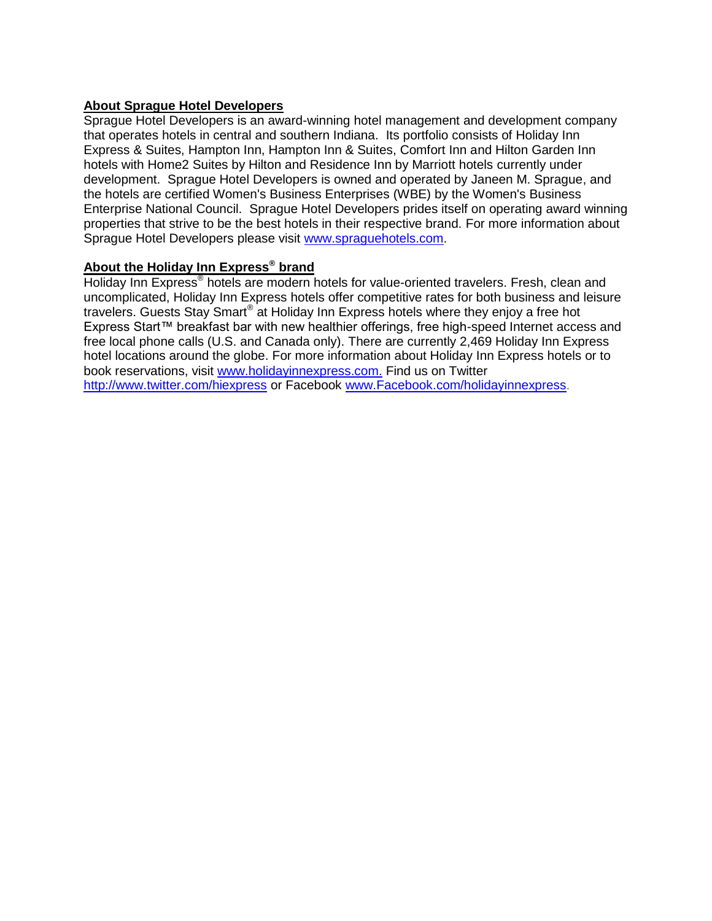**About Sprague Hotel Developers**

Sprague Hotel Developers is an award-winning hotel management and development company that operates hotels in central and southern Indiana. Its portfolio consists of Holiday Inn Express & Suites, Hampton Inn, Hampton Inn & Suites, Comfort Inn and Hilton Garden Inn hotels with Home2 Suites by Hilton and Residence Inn by Marriott hotels currently under development. Sprague Hotel Developers is owned and operated by Janeen M. Sprague, and the hotels are certified Women's Business Enterprises (WBE) by the Women's Business Enterprise National Council. Sprague Hotel Developers prides itself on operating award winning properties that strive to be the best hotels in their respective brand. For more information about Sprague Hotel Developers please visit www.spraguehotels.com.

**About the Holiday Inn Express® brand**

Holiday Inn Express® hotels are modern hotels for value-oriented travelers. Fresh, clean and uncomplicated, Holiday Inn Express hotels offer competitive rates for both business and leisure travelers. Guests Stay Smart® at Holiday Inn Express hotels where they enjoy a free hot Express Start™ breakfast bar with new healthier offerings, free high-speed Internet access and free local phone calls (U.S. and Canada only). There are currently 2,469 Holiday Inn Express hotel locations around the globe. For more information about Holiday Inn Express hotels or to book reservations, visit www.holidayinnexpress.com. Find us on Twitter http://www.twitter.com/hiexpress or Facebook www.Facebook.com/holidayinnexpress.